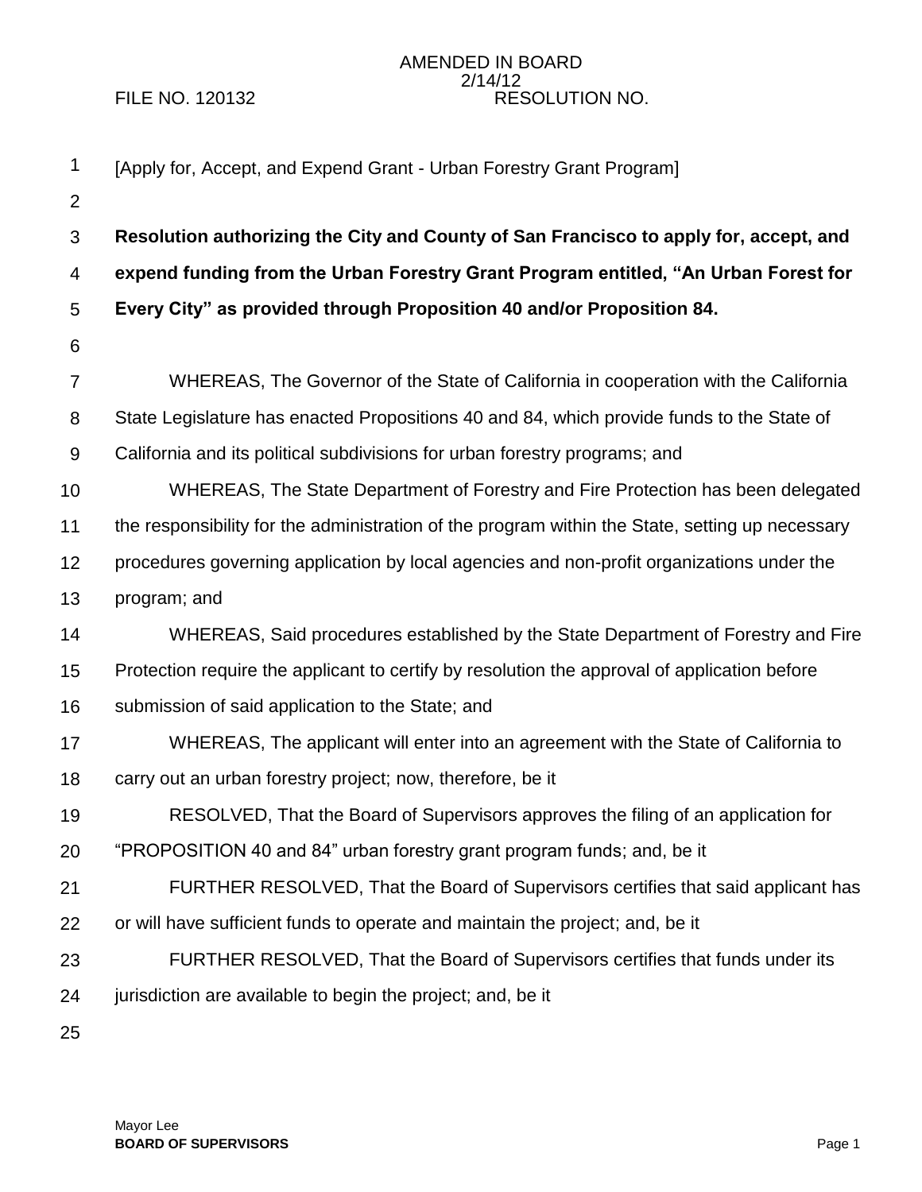AMENDED IN BOARD
2/14/12

FILE NO. 120132 RESOLUTION NO.

[Apply for, Accept, and Expend Grant - Urban Forestry Grant Program]

**Resolution authorizing the City and County of San Francisco to apply for, accept, and expend funding from the Urban Forestry Grant Program entitled, "An Urban Forest for Every City" as provided through Proposition 40 and/or Proposition 84.**

WHEREAS, The Governor of the State of California in cooperation with the California State Legislature has enacted Propositions 40 and 84, which provide funds to the State of California and its political subdivisions for urban forestry programs; and

WHEREAS, The State Department of Forestry and Fire Protection has been delegated the responsibility for the administration of the program within the State, setting up necessary procedures governing application by local agencies and non-profit organizations under the program; and

WHEREAS, Said procedures established by the State Department of Forestry and Fire Protection require the applicant to certify by resolution the approval of application before submission of said application to the State; and

WHEREAS, The applicant will enter into an agreement with the State of California to carry out an urban forestry project; now, therefore, be it

RESOLVED, That the Board of Supervisors approves the filing of an application for "PROPOSITION 40 and 84" urban forestry grant program funds; and, be it

FURTHER RESOLVED, That the Board of Supervisors certifies that said applicant has or will have sufficient funds to operate and maintain the project; and, be it

FURTHER RESOLVED, That the Board of Supervisors certifies that funds under its jurisdiction are available to begin the project; and, be it

Mayor Lee
**BOARD OF SUPERVISORS**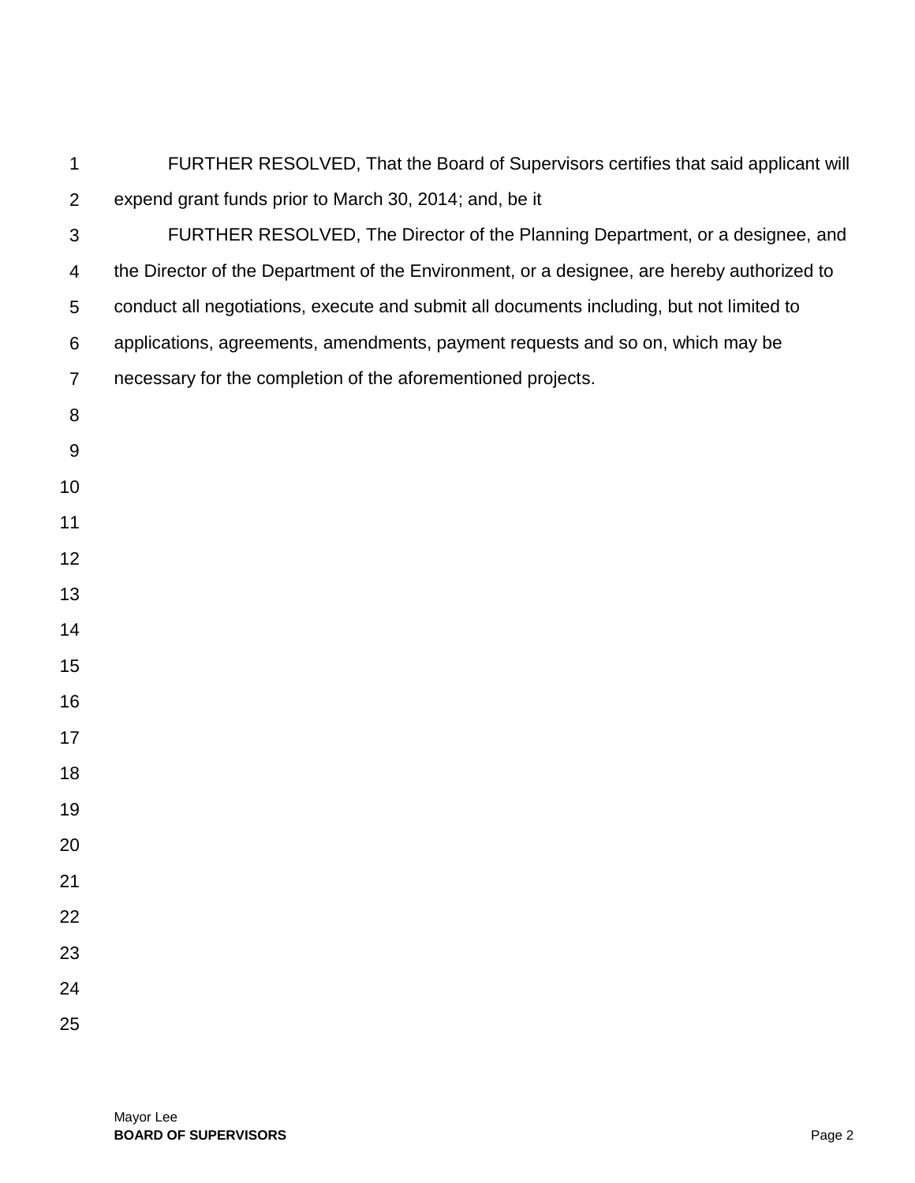FURTHER RESOLVED, That the Board of Supervisors certifies that said applicant will expend grant funds prior to March 30, 2014; and, be it

FURTHER RESOLVED, The Director of the Planning Department, or a designee, and the Director of the Department of the Environment, or a designee, are hereby authorized to conduct all negotiations, execute and submit all documents including, but not limited to applications, agreements, amendments, payment requests and so on, which may be necessary for the completion of the aforementioned projects.